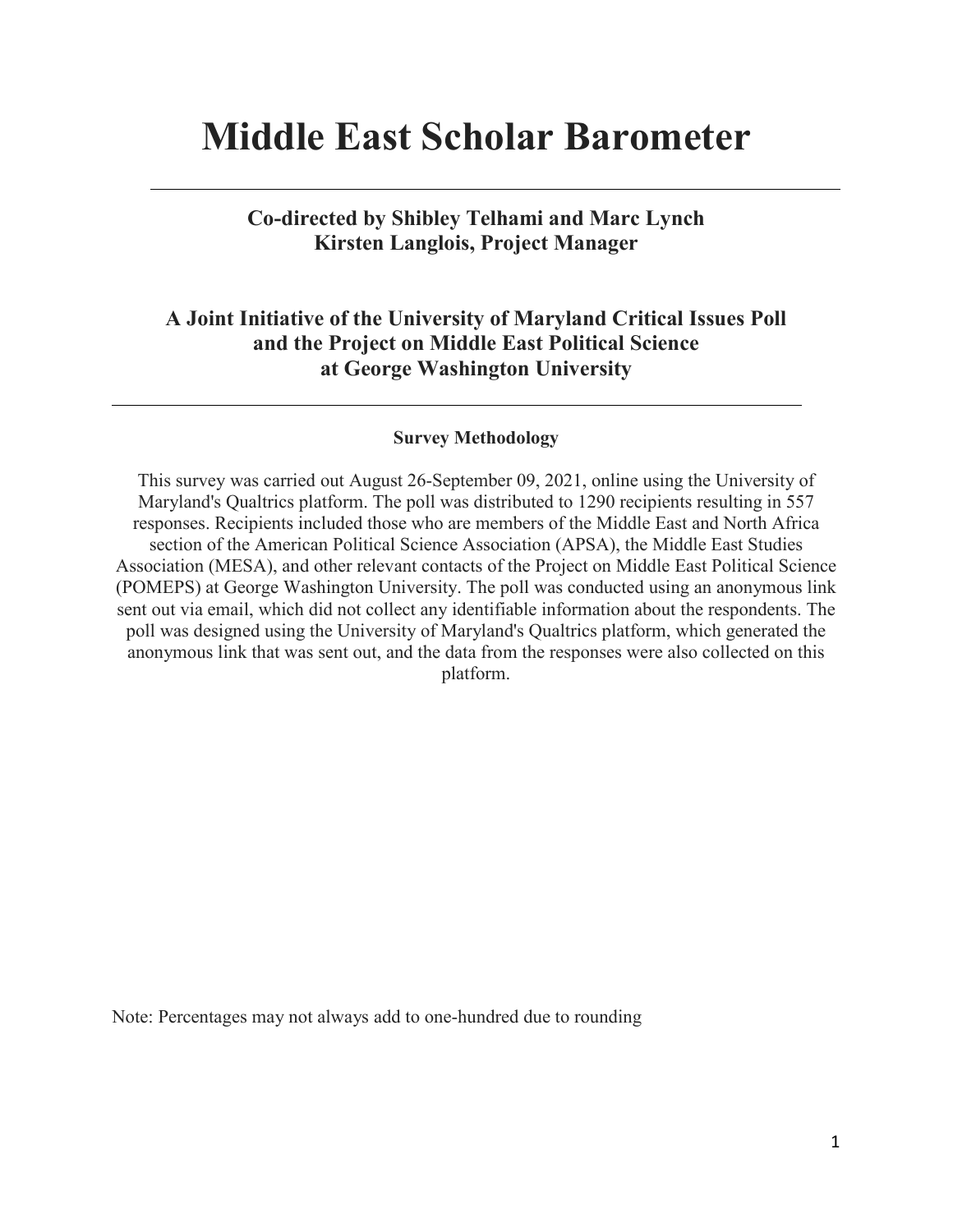# Middle East Scholar Barometer

**Co-directed by Shibley Telhami and Marc Lynch**
**Kirsten Langlois, Project Manager**

**A Joint Initiative of the University of Maryland Critical Issues Poll and the Project on Middle East Political Science at George Washington University**

---

**Survey Methodology**

This survey was carried out August 26-September 09, 2021, online using the University of Maryland's Qualtrics platform. The poll was distributed to 1290 recipients resulting in 557 responses. Recipients included those who are members of the Middle East and North Africa section of the American Political Science Association (APSA), the Middle East Studies Association (MESA), and other relevant contacts of the Project on Middle East Political Science (POMEPS) at George Washington University. The poll was conducted using an anonymous link sent out via email, which did not collect any identifiable information about the respondents. The poll was designed using the University of Maryland's Qualtrics platform, which generated the anonymous link that was sent out, and the data from the responses were also collected on this platform.

Note: Percentages may not always add to one-hundred due to rounding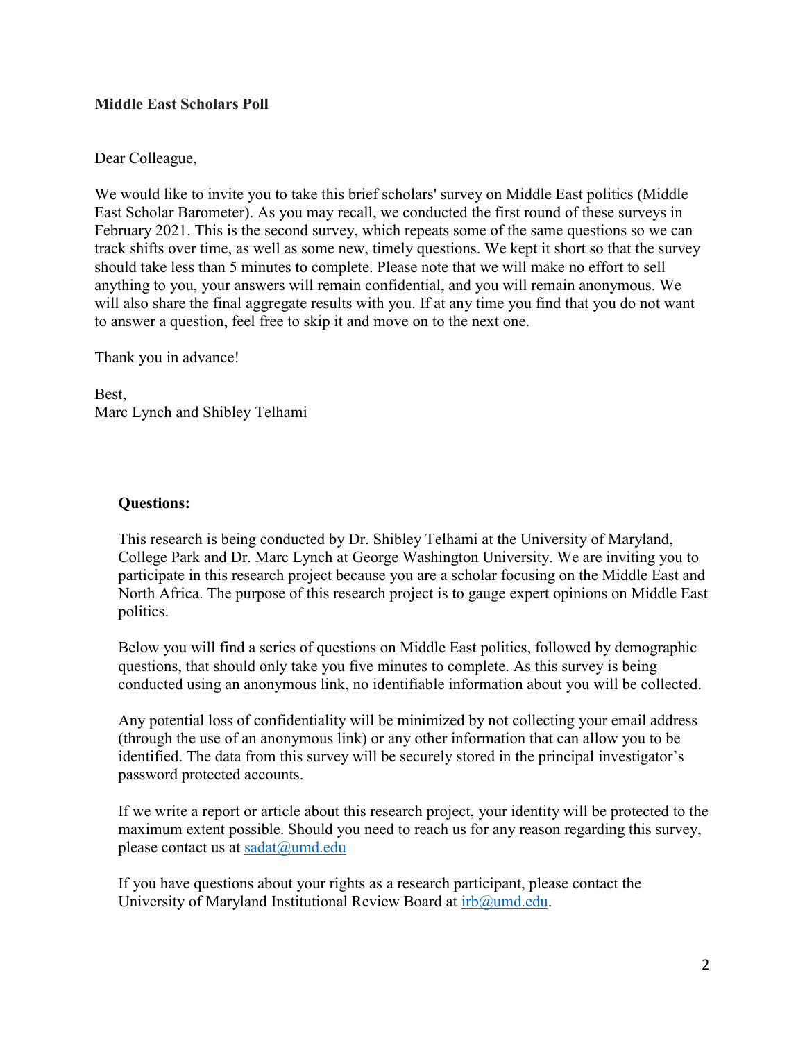**Middle East Scholars Poll**

Dear Colleague,

We would like to invite you to take this brief scholars' survey on Middle East politics (Middle East Scholar Barometer). As you may recall, we conducted the first round of these surveys in February 2021. This is the second survey, which repeats some of the same questions so we can track shifts over time, as well as some new, timely questions. We kept it short so that the survey should take less than 5 minutes to complete. Please note that we will make no effort to sell anything to you, your answers will remain confidential, and you will remain anonymous. We will also share the final aggregate results with you. If at any time you find that you do not want to answer a question, feel free to skip it and move on to the next one.

Thank you in advance!

Best,
Marc Lynch and Shibley Telhami

**Questions:**

This research is being conducted by Dr. Shibley Telhami at the University of Maryland, College Park and Dr. Marc Lynch at George Washington University. We are inviting you to participate in this research project because you are a scholar focusing on the Middle East and North Africa. The purpose of this research project is to gauge expert opinions on Middle East politics.

Below you will find a series of questions on Middle East politics, followed by demographic questions, that should only take you five minutes to complete. As this survey is being conducted using an anonymous link, no identifiable information about you will be collected.

Any potential loss of confidentiality will be minimized by not collecting your email address (through the use of an anonymous link) or any other information that can allow you to be identified. The data from this survey will be securely stored in the principal investigator's password protected accounts.

If we write a report or article about this research project, your identity will be protected to the maximum extent possible. Should you need to reach us for any reason regarding this survey, please contact us at sadat@umd.edu

If you have questions about your rights as a research participant, please contact the University of Maryland Institutional Review Board at irb@umd.edu.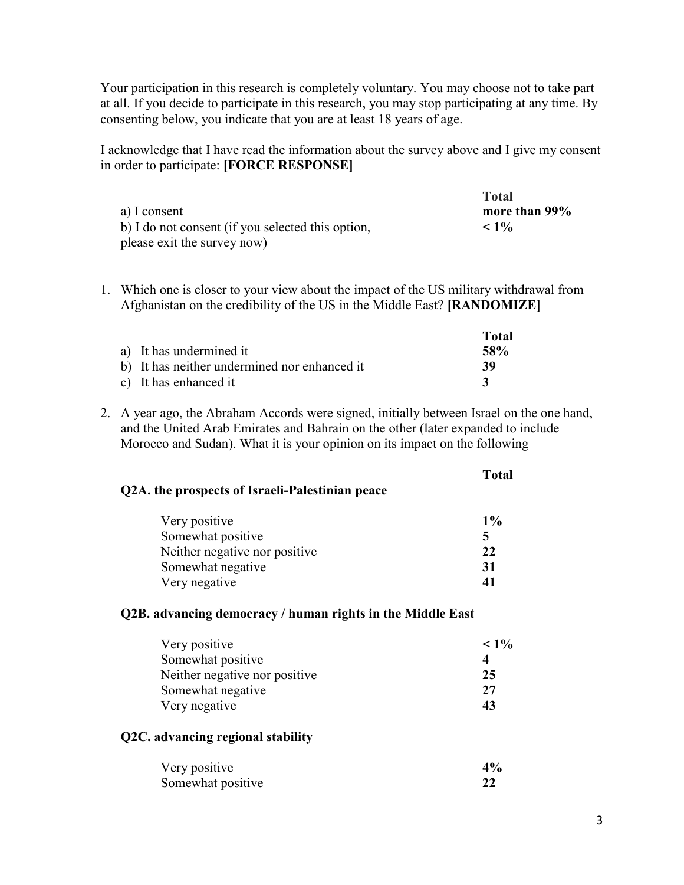Your participation in this research is completely voluntary. You may choose not to take part at all. If you decide to participate in this research, you may stop participating at any time. By consenting below, you indicate that you are at least 18 years of age.

I acknowledge that I have read the information about the survey above and I give my consent in order to participate: **[FORCE RESPONSE]**

| | **Total** |
|---|---|
| a) I consent | **more than 99%** |
| b) I do not consent (if you selected this option, please exit the survey now) | **< 1%** |

1. Which one is closer to your view about the impact of the US military withdrawal from Afghanistan on the credibility of the US in the Middle East? **[RANDOMIZE]**

| | **Total** |
|---|---|
| a) It has undermined it | **58%** |
| b) It has neither undermined nor enhanced it | **39** |
| c) It has enhanced it | **3** |

2. A year ago, the Abraham Accords were signed, initially between Israel on the one hand, and the United Arab Emirates and Bahrain on the other (later expanded to include Morocco and Sudan). What it is your opinion on its impact on the following

**Q2A. the prospects of Israeli-Palestinian peace**

| | **Total** |
|---|---|
| Very positive | **1%** |
| Somewhat positive | **5** |
| Neither negative nor positive | **22** |
| Somewhat negative | **31** |
| Very negative | **41** |

**Q2B. advancing democracy / human rights in the Middle East**

| | **Total** |
|---|---|
| Very positive | **< 1%** |
| Somewhat positive | **4** |
| Neither negative nor positive | **25** |
| Somewhat negative | **27** |
| Very negative | **43** |

**Q2C. advancing regional stability**

| | **Total** |
|---|---|
| Very positive | **4%** |
| Somewhat positive | **22** |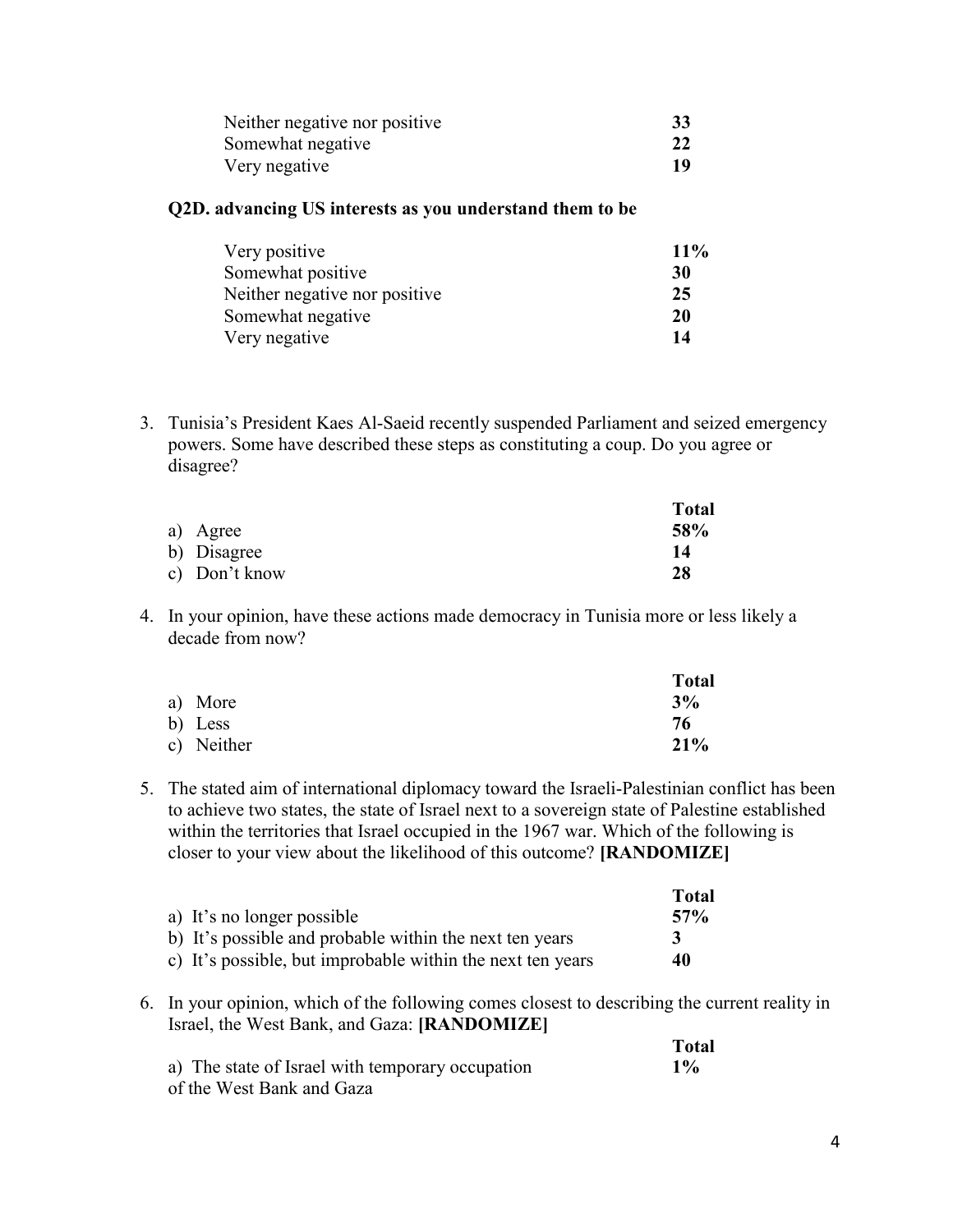| | |
|---|---|
| Neither negative nor positive | **33** |
| Somewhat negative | **22** |
| Very negative | **19** |

**Q2D. advancing US interests as you understand them to be**

| | |
|---|---|
| Very positive | **11%** |
| Somewhat positive | **30** |
| Neither negative nor positive | **25** |
| Somewhat negative | **20** |
| Very negative | **14** |

3. Tunisia's President Kaes Al-Saeid recently suspended Parliament and seized emergency powers. Some have described these steps as constituting a coup. Do you agree or disagree?

| | **Total** |
|---|---|
| a) Agree | **58%** |
| b) Disagree | **14** |
| c) Don't know | **28** |

4. In your opinion, have these actions made democracy in Tunisia more or less likely a decade from now?

| | **Total** |
|---|---|
| a) More | **3%** |
| b) Less | **76** |
| c) Neither | **21%** |

5. The stated aim of international diplomacy toward the Israeli-Palestinian conflict has been to achieve two states, the state of Israel next to a sovereign state of Palestine established within the territories that Israel occupied in the 1967 war. Which of the following is closer to your view about the likelihood of this outcome? **[RANDOMIZE]**

| | **Total** |
|---|---|
| a) It's no longer possible | **57%** |
| b) It's possible and probable within the next ten years | **3** |
| c) It's possible, but improbable within the next ten years | **40** |

6. In your opinion, which of the following comes closest to describing the current reality in Israel, the West Bank, and Gaza: **[RANDOMIZE]**

| | **Total** |
|---|---|
| a) The state of Israel with temporary occupation of the West Bank and Gaza | **1%** |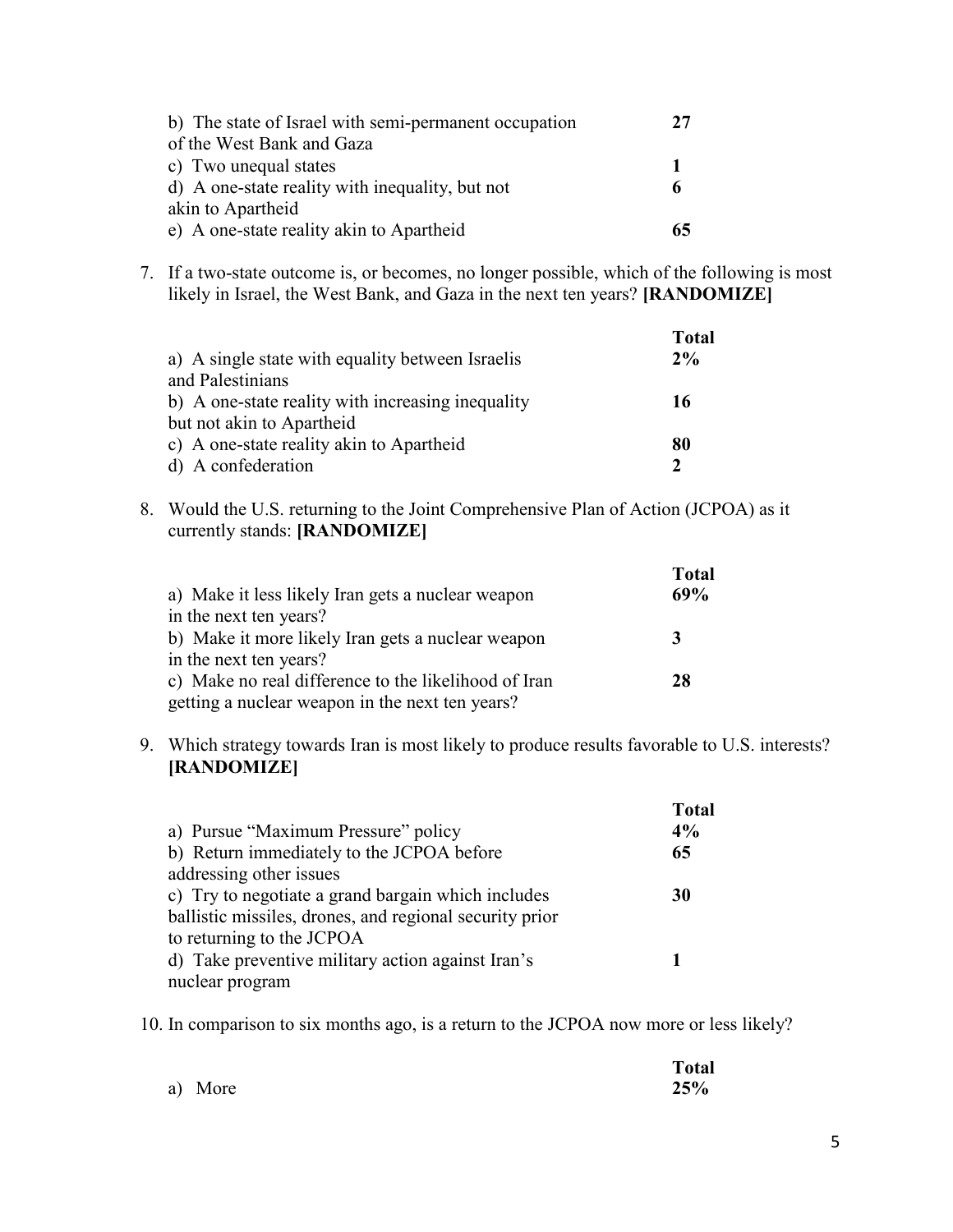| | |
|---|---|
| b) The state of Israel with semi-permanent occupation of the West Bank and Gaza | **27** |
| c) Two unequal states | **1** |
| d) A one-state reality with inequality, but not akin to Apartheid | **6** |
| e) A one-state reality akin to Apartheid | **65** |

7. If a two-state outcome is, or becomes, no longer possible, which of the following is most likely in Israel, the West Bank, and Gaza in the next ten years? **[RANDOMIZE]**

| | **Total** |
|---|---|
| a) A single state with equality between Israelis and Palestinians | **2%** |
| b) A one-state reality with increasing inequality but not akin to Apartheid | **16** |
| c) A one-state reality akin to Apartheid | **80** |
| d) A confederation | **2** |

8. Would the U.S. returning to the Joint Comprehensive Plan of Action (JCPOA) as it currently stands: **[RANDOMIZE]**

| | **Total** |
|---|---|
| a) Make it less likely Iran gets a nuclear weapon in the next ten years? | **69%** |
| b) Make it more likely Iran gets a nuclear weapon in the next ten years? | **3** |
| c) Make no real difference to the likelihood of Iran getting a nuclear weapon in the next ten years? | **28** |

9. Which strategy towards Iran is most likely to produce results favorable to U.S. interests? **[RANDOMIZE]**

| | **Total** |
|---|---|
| a) Pursue "Maximum Pressure" policy | **4%** |
| b) Return immediately to the JCPOA before addressing other issues | **65** |
| c) Try to negotiate a grand bargain which includes ballistic missiles, drones, and regional security prior to returning to the JCPOA | **30** |
| d) Take preventive military action against Iran's nuclear program | **1** |

10. In comparison to six months ago, is a return to the JCPOA now more or less likely?

| | **Total** |
|---|---|
| a) More | **25%** |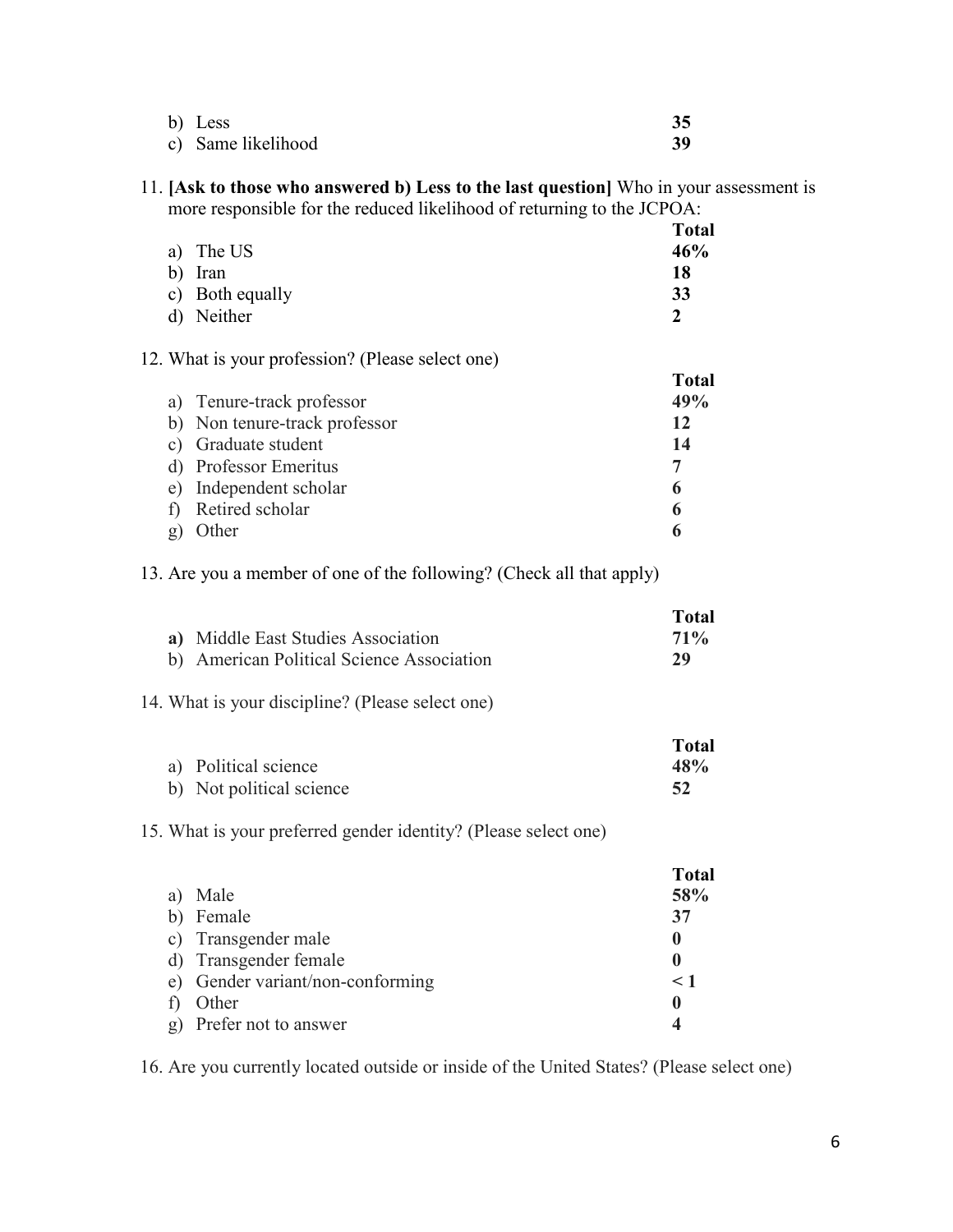| | |
|---|---|
| b) Less | **35** |
| c) Same likelihood | **39** |

11. **[Ask to those who answered b) Less to the last question]** Who in your assessment is more responsible for the reduced likelihood of returning to the JCPOA:

| | **Total** |
|---|---|
| a) The US | **46%** |
| b) Iran | **18** |
| c) Both equally | **33** |
| d) Neither | **2** |

12. What is your profession? (Please select one)

| | **Total** |
|---|---|
| a) Tenure-track professor | **49%** |
| b) Non tenure-track professor | **12** |
| c) Graduate student | **14** |
| d) Professor Emeritus | **7** |
| e) Independent scholar | **6** |
| f) Retired scholar | **6** |
| g) Other | **6** |

13. Are you a member of one of the following? (Check all that apply)

| | **Total** |
|---|---|
| **a)** Middle East Studies Association | **71%** |
| b) American Political Science Association | **29** |

14. What is your discipline? (Please select one)

| | **Total** |
|---|---|
| a) Political science | **48%** |
| b) Not political science | **52** |

15. What is your preferred gender identity? (Please select one)

| | **Total** |
|---|---|
| a) Male | **58%** |
| b) Female | **37** |
| c) Transgender male | **0** |
| d) Transgender female | **0** |
| e) Gender variant/non-conforming | **< 1** |
| f) Other | **0** |
| g) Prefer not to answer | **4** |

16. Are you currently located outside or inside of the United States? (Please select one)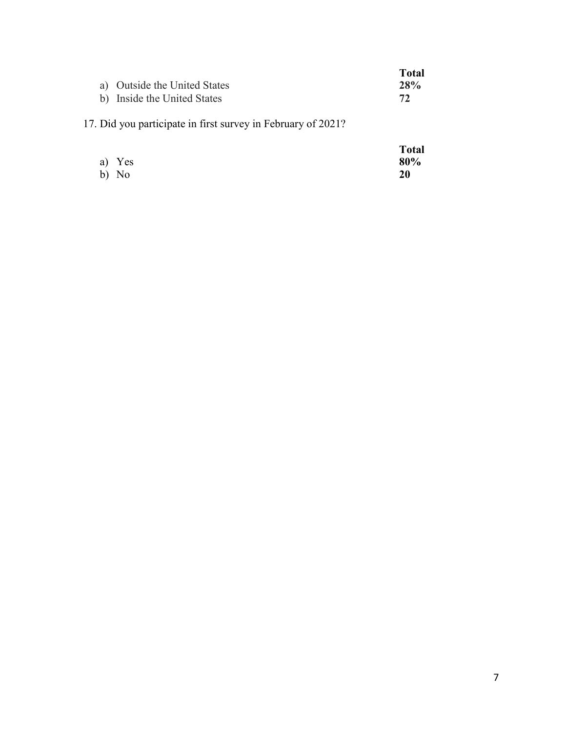| | Total |
|---|---|
| a) Outside the United States | **28%** |
| b) Inside the United States | **72** |

17. Did you participate in first survey in February of 2021?

| | Total |
|---|---|
| a) Yes | **80%** |
| b) No | **20** |